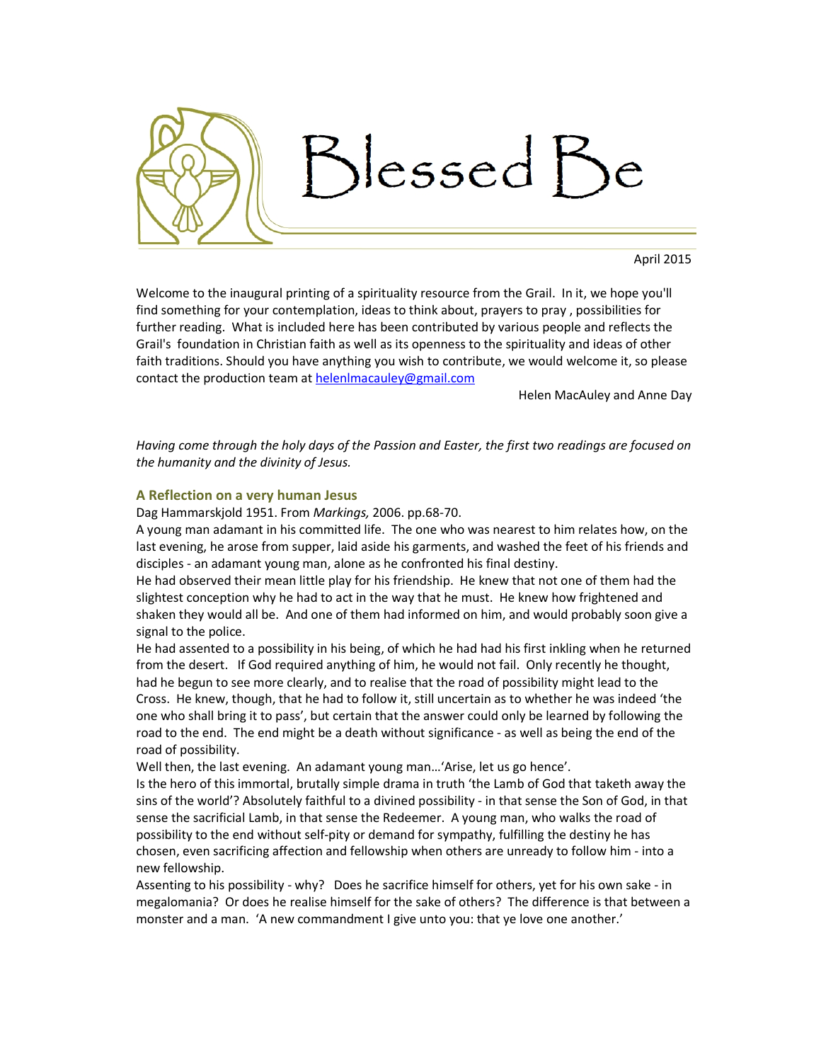# Blessed Be

April 2015

Welcome to the inaugural printing of a spirituality resource from the Grail. In it, we hope you'll find something for your contemplation, ideas to think about, prayers to pray , possibilities for further reading. What is included here has been contributed by various people and reflects the Grail's foundation in Christian faith as well as its openness to the spirituality and ideas of other faith traditions. Should you have anything you wish to contribute, we would welcome it, so please contact the production team at helenlmacauley@gmail.com

Helen MacAuley and Anne Day

*Having come through the holy days of the Passion and Easter, the first two readings are focused on the humanity and the divinity of Jesus.*

## A Reflection on a very human Jesus

Dag Hammarskjold 1951. From *Markings,* 2006. pp.68-70.

A young man adamant in his committed life. The one who was nearest to him relates how, on the last evening, he arose from supper, laid aside his garments, and washed the feet of his friends and disciples - an adamant young man, alone as he confronted his final destiny.

He had observed their mean little play for his friendship. He knew that not one of them had the slightest conception why he had to act in the way that he must. He knew how frightened and shaken they would all be. And one of them had informed on him, and would probably soon give a signal to the police.

He had assented to a possibility in his being, of which he had had his first inkling when he returned from the desert. If God required anything of him, he would not fail. Only recently he thought, had he begun to see more clearly, and to realise that the road of possibility might lead to the Cross. He knew, though, that he had to follow it, still uncertain as to whether he was indeed 'the one who shall bring it to pass', but certain that the answer could only be learned by following the road to the end. The end might be a death without significance - as well as being the end of the road of possibility.

Well then, the last evening. An adamant young man…'Arise, let us go hence'.

Is the hero of this immortal, brutally simple drama in truth 'the Lamb of God that taketh away the sins of the world'? Absolutely faithful to a divined possibility - in that sense the Son of God, in that sense the sacrificial Lamb, in that sense the Redeemer. A young man, who walks the road of possibility to the end without self-pity or demand for sympathy, fulfilling the destiny he has chosen, even sacrificing affection and fellowship when others are unready to follow him - into a new fellowship.

Assenting to his possibility - why? Does he sacrifice himself for others, yet for his own sake - in megalomania? Or does he realise himself for the sake of others? The difference is that between a monster and a man. 'A new commandment I give unto you: that ye love one another.'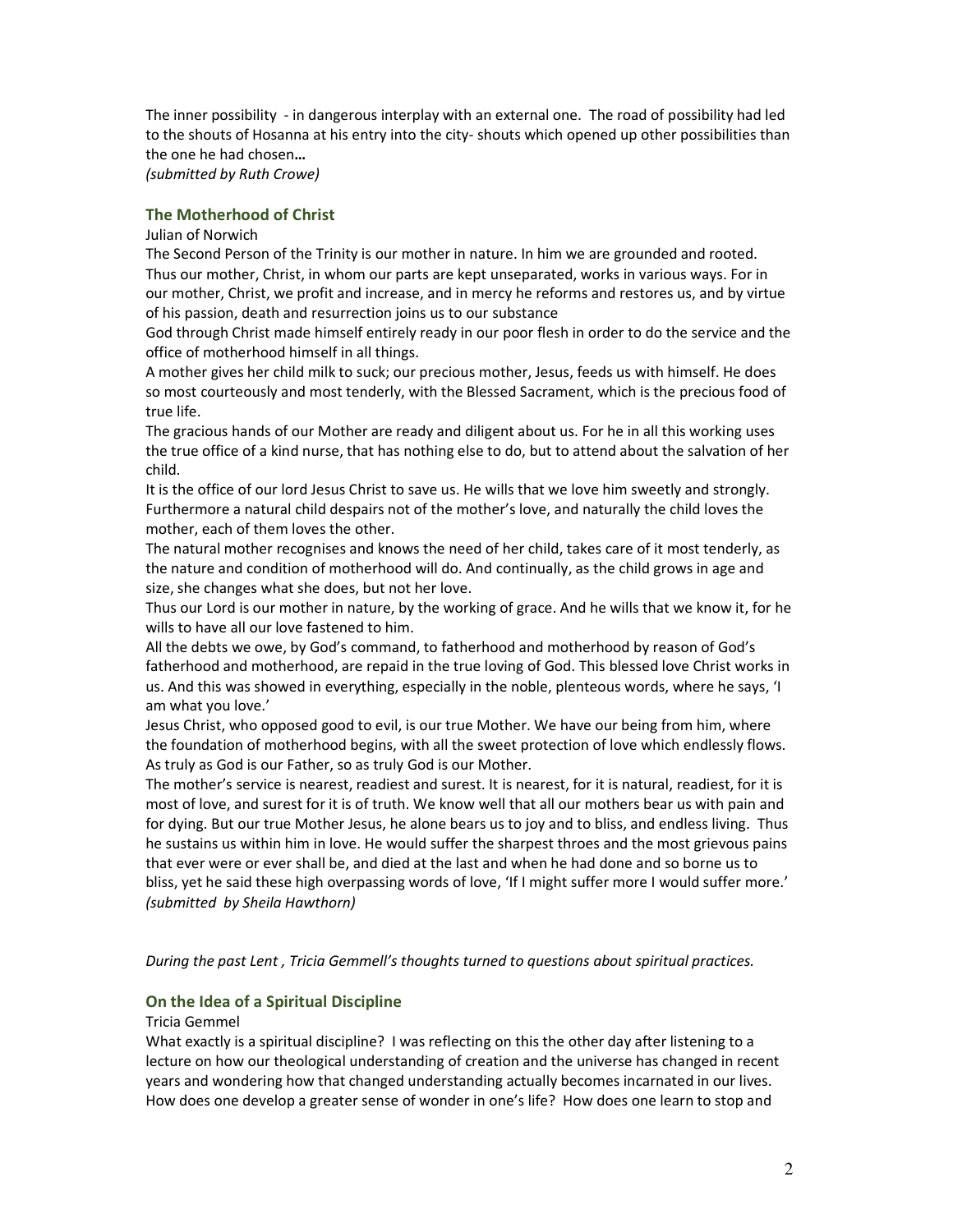The inner possibility - in dangerous interplay with an external one. The road of possibility had led to the shouts of Hosanna at his entry into the city- shouts which opened up other possibilities than the one he had chosen**…**

*(submitted by Ruth Crowe)*

## The Motherhood of Christ

Julian of Norwich

The Second Person of the Trinity is our mother in nature. In him we are grounded and rooted. Thus our mother, Christ, in whom our parts are kept unseparated, works in various ways. For in our mother, Christ, we profit and increase, and in mercy he reforms and restores us, and by virtue of his passion, death and resurrection joins us to our substance

God through Christ made himself entirely ready in our poor flesh in order to do the service and the office of motherhood himself in all things.

A mother gives her child milk to suck; our precious mother, Jesus, feeds us with himself. He does so most courteously and most tenderly, with the Blessed Sacrament, which is the precious food of true life.

The gracious hands of our Mother are ready and diligent about us. For he in all this working uses the true office of a kind nurse, that has nothing else to do, but to attend about the salvation of her child.

It is the office of our lord Jesus Christ to save us. He wills that we love him sweetly and strongly. Furthermore a natural child despairs not of the mother's love, and naturally the child loves the mother, each of them loves the other.

The natural mother recognises and knows the need of her child, takes care of it most tenderly, as the nature and condition of motherhood will do. And continually, as the child grows in age and size, she changes what she does, but not her love.

Thus our Lord is our mother in nature, by the working of grace. And he wills that we know it, for he wills to have all our love fastened to him.

All the debts we owe, by God's command, to fatherhood and motherhood by reason of God's fatherhood and motherhood, are repaid in the true loving of God. This blessed love Christ works in us. And this was showed in everything, especially in the noble, plenteous words, where he says, 'I am what you love.'

Jesus Christ, who opposed good to evil, is our true Mother. We have our being from him, where the foundation of motherhood begins, with all the sweet protection of love which endlessly flows. As truly as God is our Father, so as truly God is our Mother.

The mother's service is nearest, readiest and surest. It is nearest, for it is natural, readiest, for it is most of love, and surest for it is of truth. We know well that all our mothers bear us with pain and for dying. But our true Mother Jesus, he alone bears us to joy and to bliss, and endless living. Thus he sustains us within him in love. He would suffer the sharpest throes and the most grievous pains that ever were or ever shall be, and died at the last and when he had done and so borne us to bliss, yet he said these high overpassing words of love, 'If I might suffer more I would suffer more.'

*(submitted by Sheila Hawthorn)*

*During the past Lent , Tricia Gemmell's thoughts turned to questions about spiritual practices.*

## On the Idea of a Spiritual Discipline

Tricia Gemmel

What exactly is a spiritual discipline? I was reflecting on this the other day after listening to a lecture on how our theological understanding of creation and the universe has changed in recent years and wondering how that changed understanding actually becomes incarnated in our lives. How does one develop a greater sense of wonder in one's life? How does one learn to stop and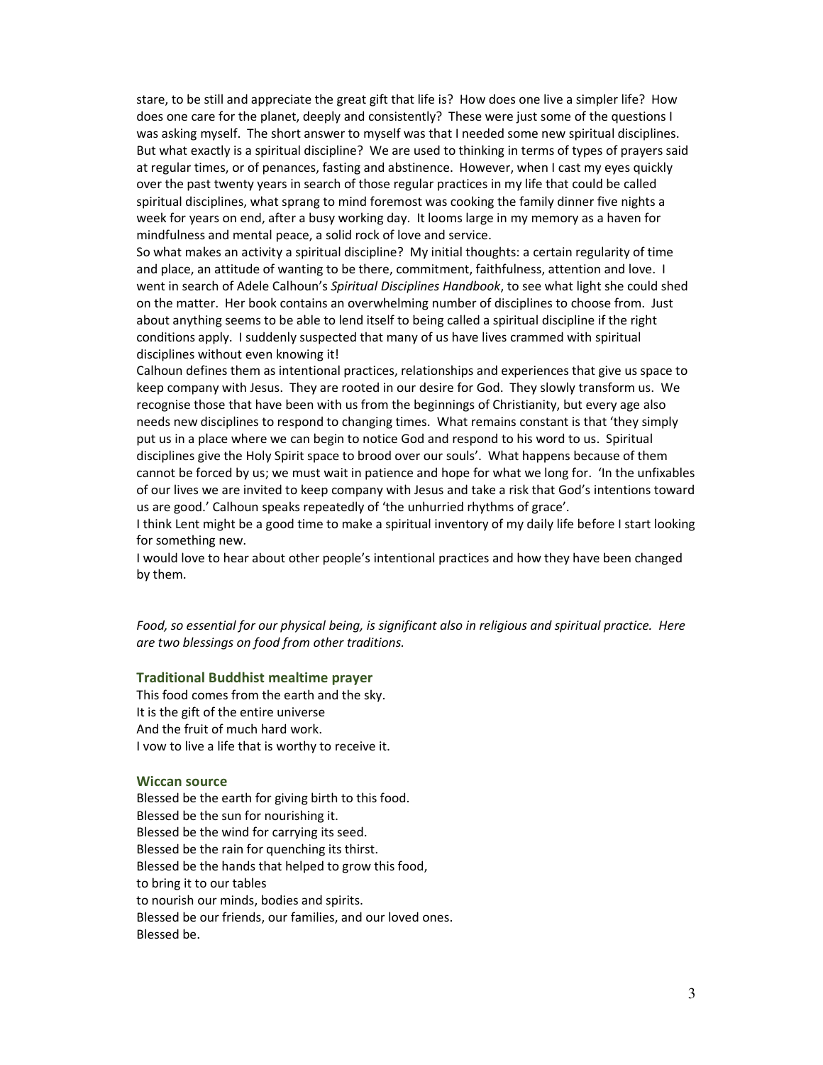stare, to be still and appreciate the great gift that life is? How does one live a simpler life? How does one care for the planet, deeply and consistently? These were just some of the questions I was asking myself. The short answer to myself was that I needed some new spiritual disciplines. But what exactly is a spiritual discipline? We are used to thinking in terms of types of prayers said at regular times, or of penances, fasting and abstinence. However, when I cast my eyes quickly over the past twenty years in search of those regular practices in my life that could be called spiritual disciplines, what sprang to mind foremost was cooking the family dinner five nights a week for years on end, after a busy working day. It looms large in my memory as a haven for mindfulness and mental peace, a solid rock of love and service.

So what makes an activity a spiritual discipline? My initial thoughts: a certain regularity of time and place, an attitude of wanting to be there, commitment, faithfulness, attention and love. I went in search of Adele Calhoun's *Spiritual Disciplines Handbook*, to see what light she could shed on the matter. Her book contains an overwhelming number of disciplines to choose from. Just about anything seems to be able to lend itself to being called a spiritual discipline if the right conditions apply. I suddenly suspected that many of us have lives crammed with spiritual disciplines without even knowing it!

Calhoun defines them as intentional practices, relationships and experiences that give us space to keep company with Jesus. They are rooted in our desire for God. They slowly transform us. We recognise those that have been with us from the beginnings of Christianity, but every age also needs new disciplines to respond to changing times. What remains constant is that 'they simply put us in a place where we can begin to notice God and respond to his word to us. Spiritual disciplines give the Holy Spirit space to brood over our souls'. What happens because of them cannot be forced by us; we must wait in patience and hope for what we long for. 'In the unfixables of our lives we are invited to keep company with Jesus and take a risk that God's intentions toward us are good.' Calhoun speaks repeatedly of 'the unhurried rhythms of grace'.

I think Lent might be a good time to make a spiritual inventory of my daily life before I start looking for something new.

I would love to hear about other people's intentional practices and how they have been changed by them.

*Food, so essential for our physical being, is significant also in religious and spiritual practice. Here are two blessings on food from other traditions.*

### Traditional Buddhist mealtime prayer

This food comes from the earth and the sky.  
It is the gift of the entire universe  
And the fruit of much hard work.  
I vow to live a life that is worthy to receive it.

### Wiccan source

Blessed be the earth for giving birth to this food.  
Blessed be the sun for nourishing it.  
Blessed be the wind for carrying its seed.  
Blessed be the rain for quenching its thirst.  
Blessed be the hands that helped to grow this food,  
to bring it to our tables  
to nourish our minds, bodies and spirits.  
Blessed be our friends, our families, and our loved ones.  
Blessed be.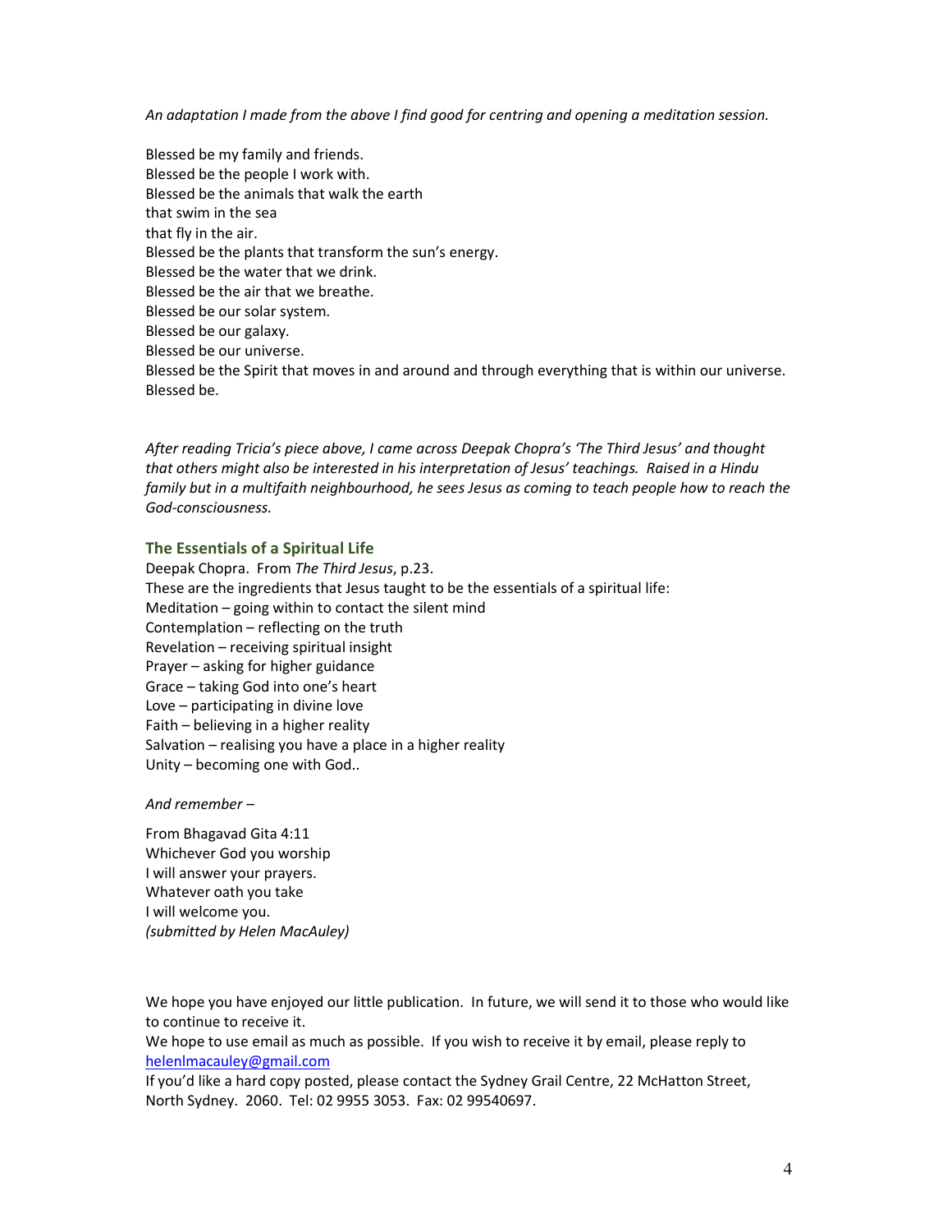*An adaptation I made from the above I find good for centring and opening a meditation session.*

Blessed be my family and friends.
Blessed be the people I work with.
Blessed be the animals that walk the earth
that swim in the sea
that fly in the air.
Blessed be the plants that transform the sun's energy.
Blessed be the water that we drink.
Blessed be the air that we breathe.
Blessed be our solar system.
Blessed be our galaxy.
Blessed be our universe.
Blessed be the Spirit that moves in and around and through everything that is within our universe.
Blessed be.

*After reading Tricia's piece above, I came across Deepak Chopra's 'The Third Jesus' and thought that others might also be interested in his interpretation of Jesus' teachings. Raised in a Hindu family but in a multifaith neighbourhood, he sees Jesus as coming to teach people how to reach the God-consciousness.*

## The Essentials of a Spiritual Life

Deepak Chopra. From *The Third Jesus*, p.23.
These are the ingredients that Jesus taught to be the essentials of a spiritual life:
Meditation – going within to contact the silent mind
Contemplation – reflecting on the truth
Revelation – receiving spiritual insight
Prayer – asking for higher guidance
Grace – taking God into one's heart
Love – participating in divine love
Faith – believing in a higher reality
Salvation – realising you have a place in a higher reality
Unity – becoming one with God..

*And remember –*

From Bhagavad Gita 4:11
Whichever God you worship
I will answer your prayers.
Whatever oath you take
I will welcome you.
*(submitted by Helen MacAuley)*

We hope you have enjoyed our little publication. In future, we will send it to those who would like to continue to receive it.
We hope to use email as much as possible. If you wish to receive it by email, please reply to helenlmacauley@gmail.com
If you'd like a hard copy posted, please contact the Sydney Grail Centre, 22 McHatton Street, North Sydney. 2060. Tel: 02 9955 3053. Fax: 02 99540697.